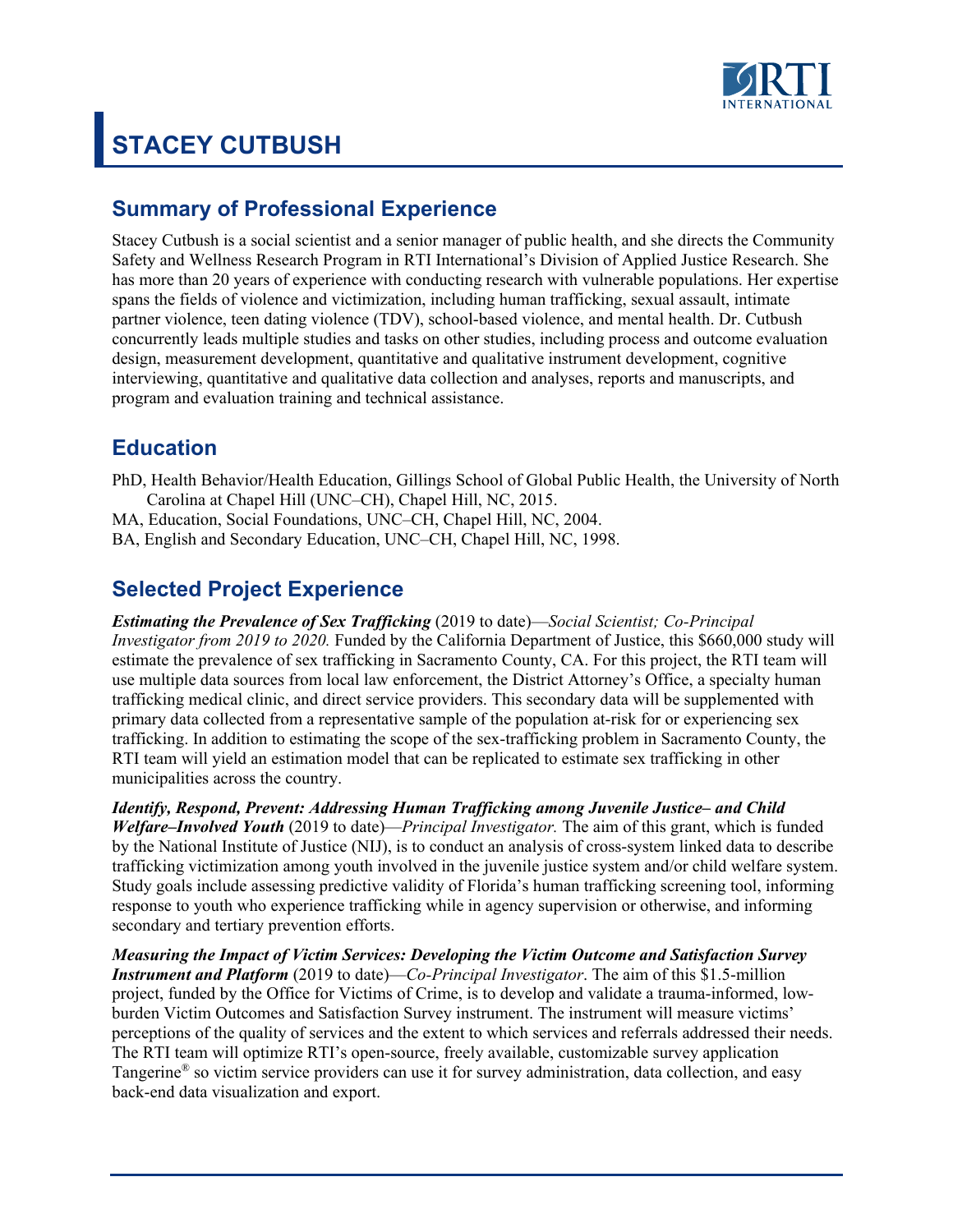# STACEY CUTBUSH

## Summary of Professional Experience

Stacey Cutbush is a social scientist and a senior manager of public health, and she directs the Community Safety and Wellness Research Program in RTI International's Division of Applied Justice Research. She has more than 20 years of experience with conducting research with vulnerable populations. Her expertise spans the fields of violence and victimization, including human trafficking, sexual assault, intimate partner violence, teen dating violence (TDV), school-based violence, and mental health. Dr. Cutbush concurrently leads multiple studies and tasks on other studies, including process and outcome evaluation design, measurement development, quantitative and qualitative instrument development, cognitive interviewing, quantitative and qualitative data collection and analyses, reports and manuscripts, and program and evaluation training and technical assistance.

## Education

PhD, Health Behavior/Health Education, Gillings School of Global Public Health, the University of North Carolina at Chapel Hill (UNC–CH), Chapel Hill, NC, 2015.

MA, Education, Social Foundations, UNC–CH, Chapel Hill, NC, 2004.

BA, English and Secondary Education, UNC–CH, Chapel Hill, NC, 1998.

## Selected Project Experience

***Estimating the Prevalence of Sex Trafficking*** (2019 to date)—*Social Scientist; Co-Principal Investigator from 2019 to 2020.* Funded by the California Department of Justice, this $660,000 study will estimate the prevalence of sex trafficking in Sacramento County, CA. For this project, the RTI team will use multiple data sources from local law enforcement, the District Attorney's Office, a specialty human trafficking medical clinic, and direct service providers. This secondary data will be supplemented with primary data collected from a representative sample of the population at-risk for or experiencing sex trafficking. In addition to estimating the scope of the sex-trafficking problem in Sacramento County, the RTI team will yield an estimation model that can be replicated to estimate sex trafficking in other municipalities across the country.

***Identify, Respond, Prevent: Addressing Human Trafficking among Juvenile Justice– and Child Welfare–Involved Youth*** (2019 to date)—*Principal Investigator.* The aim of this grant, which is funded by the National Institute of Justice (NIJ), is to conduct an analysis of cross-system linked data to describe trafficking victimization among youth involved in the juvenile justice system and/or child welfare system. Study goals include assessing predictive validity of Florida's human trafficking screening tool, informing response to youth who experience trafficking while in agency supervision or otherwise, and informing secondary and tertiary prevention efforts.

***Measuring the Impact of Victim Services: Developing the Victim Outcome and Satisfaction Survey Instrument and Platform*** (2019 to date)—*Co-Principal Investigator*. The aim of this $1.5-million project, funded by the Office for Victims of Crime, is to develop and validate a trauma-informed, low-burden Victim Outcomes and Satisfaction Survey instrument. The instrument will measure victims' perceptions of the quality of services and the extent to which services and referrals addressed their needs. The RTI team will optimize RTI's open-source, freely available, customizable survey application Tangerine® so victim service providers can use it for survey administration, data collection, and easy back-end data visualization and export.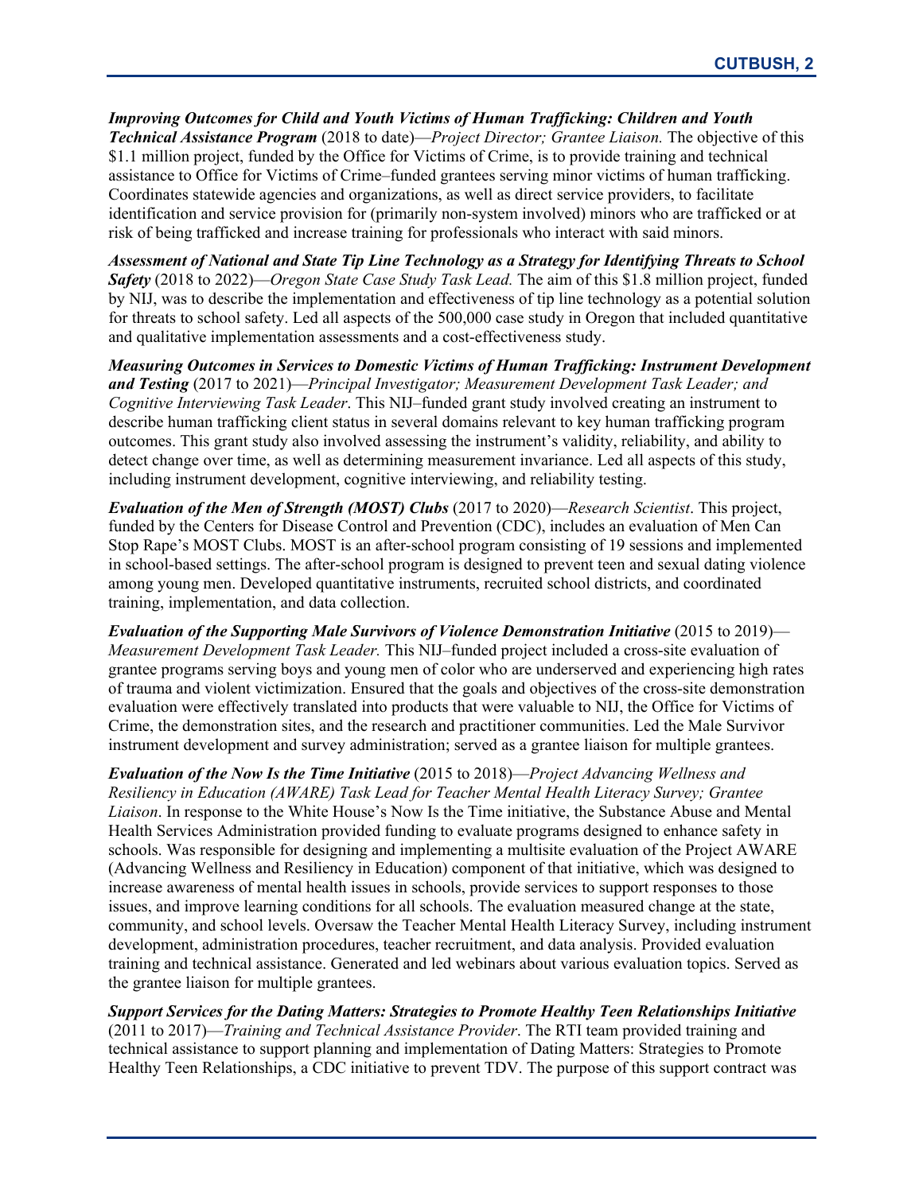***Improving Outcomes for Child and Youth Victims of Human Trafficking: Children and Youth Technical Assistance Program*** (2018 to date)—*Project Director; Grantee Liaison.* The objective of this $1.1 million project, funded by the Office for Victims of Crime, is to provide training and technical assistance to Office for Victims of Crime–funded grantees serving minor victims of human trafficking. Coordinates statewide agencies and organizations, as well as direct service providers, to facilitate identification and service provision for (primarily non-system involved) minors who are trafficked or at risk of being trafficked and increase training for professionals who interact with said minors.

***Assessment of National and State Tip Line Technology as a Strategy for Identifying Threats to School Safety*** (2018 to 2022)—*Oregon State Case Study Task Lead.* The aim of this $1.8 million project, funded by NIJ, was to describe the implementation and effectiveness of tip line technology as a potential solution for threats to school safety. Led all aspects of the 500,000 case study in Oregon that included quantitative and qualitative implementation assessments and a cost-effectiveness study.

***Measuring Outcomes in Services to Domestic Victims of Human Trafficking: Instrument Development and Testing*** (2017 to 2021)—*Principal Investigator; Measurement Development Task Leader; and Cognitive Interviewing Task Leader*. This NIJ–funded grant study involved creating an instrument to describe human trafficking client status in several domains relevant to key human trafficking program outcomes. This grant study also involved assessing the instrument's validity, reliability, and ability to detect change over time, as well as determining measurement invariance. Led all aspects of this study, including instrument development, cognitive interviewing, and reliability testing.

***Evaluation of the Men of Strength (MOST) Clubs*** (2017 to 2020)—*Research Scientist*. This project, funded by the Centers for Disease Control and Prevention (CDC), includes an evaluation of Men Can Stop Rape's MOST Clubs. MOST is an after-school program consisting of 19 sessions and implemented in school-based settings. The after-school program is designed to prevent teen and sexual dating violence among young men. Developed quantitative instruments, recruited school districts, and coordinated training, implementation, and data collection.

***Evaluation of the Supporting Male Survivors of Violence Demonstration Initiative*** (2015 to 2019)—*Measurement Development Task Leader.* This NIJ–funded project included a cross-site evaluation of grantee programs serving boys and young men of color who are underserved and experiencing high rates of trauma and violent victimization. Ensured that the goals and objectives of the cross-site demonstration evaluation were effectively translated into products that were valuable to NIJ, the Office for Victims of Crime, the demonstration sites, and the research and practitioner communities. Led the Male Survivor instrument development and survey administration; served as a grantee liaison for multiple grantees.

***Evaluation of the Now Is the Time Initiative*** (2015 to 2018)—*Project Advancing Wellness and Resiliency in Education (AWARE) Task Lead for Teacher Mental Health Literacy Survey; Grantee Liaison*. In response to the White House's Now Is the Time initiative, the Substance Abuse and Mental Health Services Administration provided funding to evaluate programs designed to enhance safety in schools. Was responsible for designing and implementing a multisite evaluation of the Project AWARE (Advancing Wellness and Resiliency in Education) component of that initiative, which was designed to increase awareness of mental health issues in schools, provide services to support responses to those issues, and improve learning conditions for all schools. The evaluation measured change at the state, community, and school levels. Oversaw the Teacher Mental Health Literacy Survey, including instrument development, administration procedures, teacher recruitment, and data analysis. Provided evaluation training and technical assistance. Generated and led webinars about various evaluation topics. Served as the grantee liaison for multiple grantees.

***Support Services for the Dating Matters: Strategies to Promote Healthy Teen Relationships Initiative*** (2011 to 2017)—*Training and Technical Assistance Provider*. The RTI team provided training and technical assistance to support planning and implementation of Dating Matters: Strategies to Promote Healthy Teen Relationships, a CDC initiative to prevent TDV. The purpose of this support contract was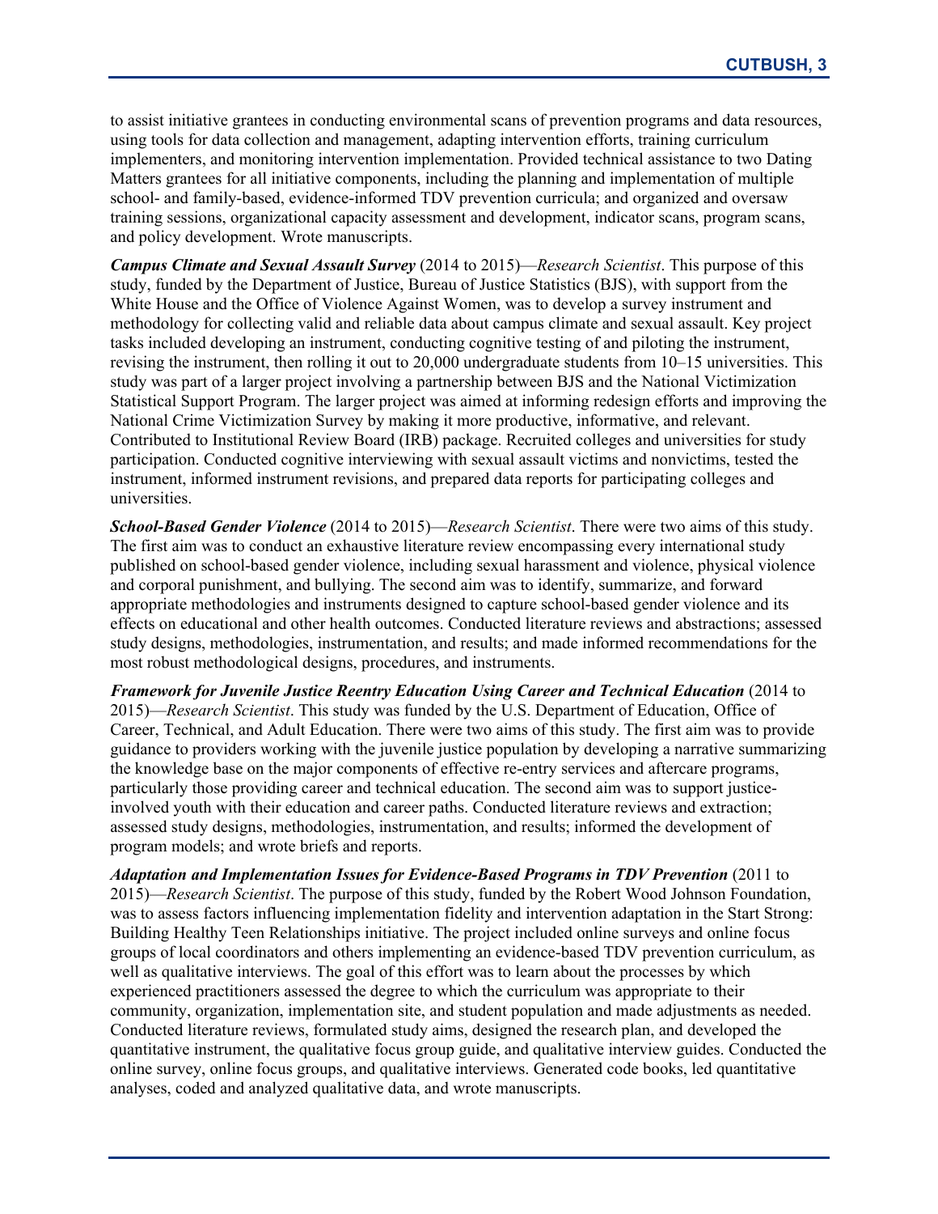to assist initiative grantees in conducting environmental scans of prevention programs and data resources, using tools for data collection and management, adapting intervention efforts, training curriculum implementers, and monitoring intervention implementation. Provided technical assistance to two Dating Matters grantees for all initiative components, including the planning and implementation of multiple school- and family-based, evidence-informed TDV prevention curricula; and organized and oversaw training sessions, organizational capacity assessment and development, indicator scans, program scans, and policy development. Wrote manuscripts.

***Campus Climate and Sexual Assault Survey*** (2014 to 2015)—*Research Scientist*. This purpose of this study, funded by the Department of Justice, Bureau of Justice Statistics (BJS), with support from the White House and the Office of Violence Against Women, was to develop a survey instrument and methodology for collecting valid and reliable data about campus climate and sexual assault. Key project tasks included developing an instrument, conducting cognitive testing of and piloting the instrument, revising the instrument, then rolling it out to 20,000 undergraduate students from 10–15 universities. This study was part of a larger project involving a partnership between BJS and the National Victimization Statistical Support Program. The larger project was aimed at informing redesign efforts and improving the National Crime Victimization Survey by making it more productive, informative, and relevant. Contributed to Institutional Review Board (IRB) package. Recruited colleges and universities for study participation. Conducted cognitive interviewing with sexual assault victims and nonvictims, tested the instrument, informed instrument revisions, and prepared data reports for participating colleges and universities.

***School-Based Gender Violence*** (2014 to 2015)—*Research Scientist*. There were two aims of this study. The first aim was to conduct an exhaustive literature review encompassing every international study published on school-based gender violence, including sexual harassment and violence, physical violence and corporal punishment, and bullying. The second aim was to identify, summarize, and forward appropriate methodologies and instruments designed to capture school-based gender violence and its effects on educational and other health outcomes. Conducted literature reviews and abstractions; assessed study designs, methodologies, instrumentation, and results; and made informed recommendations for the most robust methodological designs, procedures, and instruments.

***Framework for Juvenile Justice Reentry Education Using Career and Technical Education*** (2014 to 2015)—*Research Scientist*. This study was funded by the U.S. Department of Education, Office of Career, Technical, and Adult Education. There were two aims of this study. The first aim was to provide guidance to providers working with the juvenile justice population by developing a narrative summarizing the knowledge base on the major components of effective re-entry services and aftercare programs, particularly those providing career and technical education. The second aim was to support justice-involved youth with their education and career paths. Conducted literature reviews and extraction; assessed study designs, methodologies, instrumentation, and results; informed the development of program models; and wrote briefs and reports.

***Adaptation and Implementation Issues for Evidence-Based Programs in TDV Prevention*** (2011 to 2015)—*Research Scientist*. The purpose of this study, funded by the Robert Wood Johnson Foundation, was to assess factors influencing implementation fidelity and intervention adaptation in the Start Strong: Building Healthy Teen Relationships initiative. The project included online surveys and online focus groups of local coordinators and others implementing an evidence-based TDV prevention curriculum, as well as qualitative interviews. The goal of this effort was to learn about the processes by which experienced practitioners assessed the degree to which the curriculum was appropriate to their community, organization, implementation site, and student population and made adjustments as needed. Conducted literature reviews, formulated study aims, designed the research plan, and developed the quantitative instrument, the qualitative focus group guide, and qualitative interview guides. Conducted the online survey, online focus groups, and qualitative interviews. Generated code books, led quantitative analyses, coded and analyzed qualitative data, and wrote manuscripts.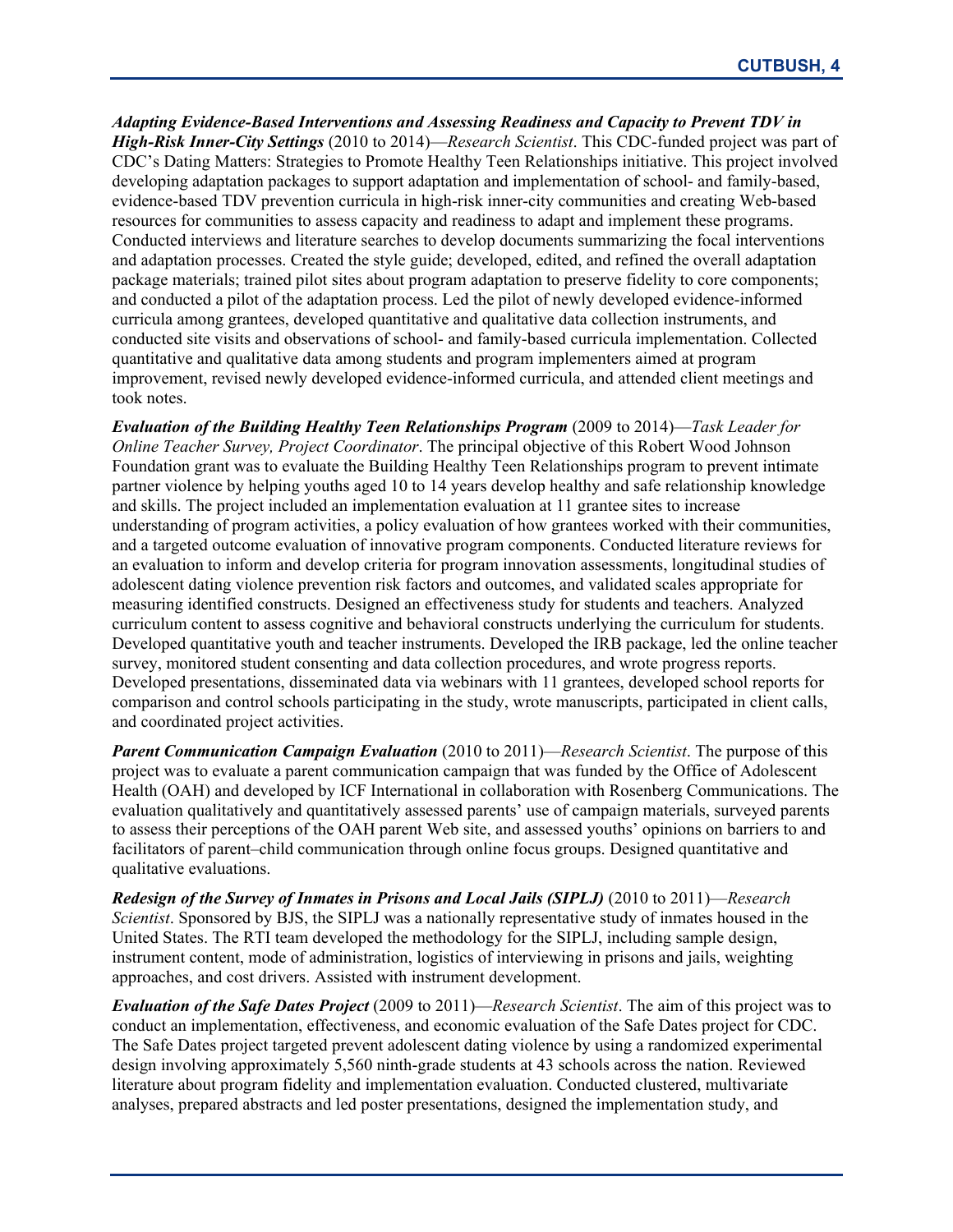***Adapting Evidence-Based Interventions and Assessing Readiness and Capacity to Prevent TDV in High-Risk Inner-City Settings*** (2010 to 2014)—*Research Scientist*. This CDC-funded project was part of CDC's Dating Matters: Strategies to Promote Healthy Teen Relationships initiative. This project involved developing adaptation packages to support adaptation and implementation of school- and family-based, evidence-based TDV prevention curricula in high-risk inner-city communities and creating Web-based resources for communities to assess capacity and readiness to adapt and implement these programs. Conducted interviews and literature searches to develop documents summarizing the focal interventions and adaptation processes. Created the style guide; developed, edited, and refined the overall adaptation package materials; trained pilot sites about program adaptation to preserve fidelity to core components; and conducted a pilot of the adaptation process. Led the pilot of newly developed evidence-informed curricula among grantees, developed quantitative and qualitative data collection instruments, and conducted site visits and observations of school- and family-based curricula implementation. Collected quantitative and qualitative data among students and program implementers aimed at program improvement, revised newly developed evidence-informed curricula, and attended client meetings and took notes.

***Evaluation of the Building Healthy Teen Relationships Program*** (2009 to 2014)—*Task Leader for Online Teacher Survey, Project Coordinator*. The principal objective of this Robert Wood Johnson Foundation grant was to evaluate the Building Healthy Teen Relationships program to prevent intimate partner violence by helping youths aged 10 to 14 years develop healthy and safe relationship knowledge and skills. The project included an implementation evaluation at 11 grantee sites to increase understanding of program activities, a policy evaluation of how grantees worked with their communities, and a targeted outcome evaluation of innovative program components. Conducted literature reviews for an evaluation to inform and develop criteria for program innovation assessments, longitudinal studies of adolescent dating violence prevention risk factors and outcomes, and validated scales appropriate for measuring identified constructs. Designed an effectiveness study for students and teachers. Analyzed curriculum content to assess cognitive and behavioral constructs underlying the curriculum for students. Developed quantitative youth and teacher instruments. Developed the IRB package, led the online teacher survey, monitored student consenting and data collection procedures, and wrote progress reports. Developed presentations, disseminated data via webinars with 11 grantees, developed school reports for comparison and control schools participating in the study, wrote manuscripts, participated in client calls, and coordinated project activities.

***Parent Communication Campaign Evaluation*** (2010 to 2011)—*Research Scientist*. The purpose of this project was to evaluate a parent communication campaign that was funded by the Office of Adolescent Health (OAH) and developed by ICF International in collaboration with Rosenberg Communications. The evaluation qualitatively and quantitatively assessed parents' use of campaign materials, surveyed parents to assess their perceptions of the OAH parent Web site, and assessed youths' opinions on barriers to and facilitators of parent–child communication through online focus groups. Designed quantitative and qualitative evaluations.

***Redesign of the Survey of Inmates in Prisons and Local Jails (SIPLJ)*** (2010 to 2011)—*Research Scientist*. Sponsored by BJS, the SIPLJ was a nationally representative study of inmates housed in the United States. The RTI team developed the methodology for the SIPLJ, including sample design, instrument content, mode of administration, logistics of interviewing in prisons and jails, weighting approaches, and cost drivers. Assisted with instrument development.

***Evaluation of the Safe Dates Project*** (2009 to 2011)—*Research Scientist*. The aim of this project was to conduct an implementation, effectiveness, and economic evaluation of the Safe Dates project for CDC. The Safe Dates project targeted prevent adolescent dating violence by using a randomized experimental design involving approximately 5,560 ninth-grade students at 43 schools across the nation. Reviewed literature about program fidelity and implementation evaluation. Conducted clustered, multivariate analyses, prepared abstracts and led poster presentations, designed the implementation study, and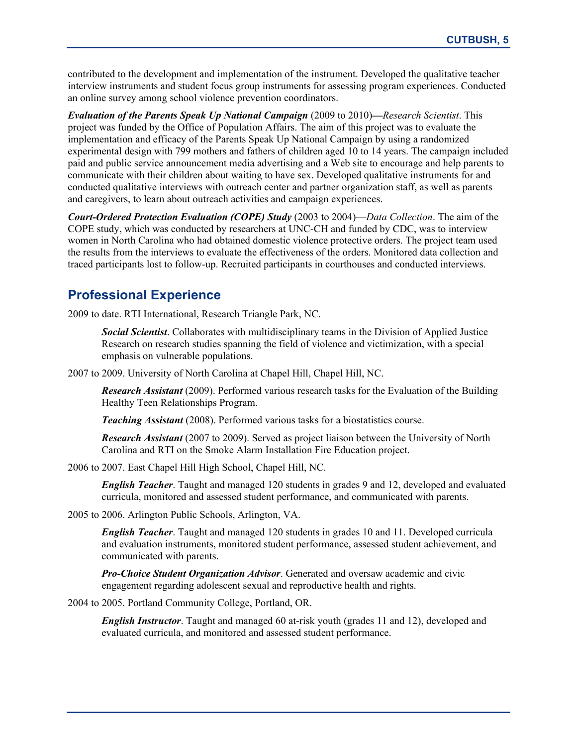contributed to the development and implementation of the instrument. Developed the qualitative teacher interview instruments and student focus group instruments for assessing program experiences. Conducted an online survey among school violence prevention coordinators.

***Evaluation of the Parents Speak Up National Campaign*** (2009 to 2010)—*Research Scientist*. This project was funded by the Office of Population Affairs. The aim of this project was to evaluate the implementation and efficacy of the Parents Speak Up National Campaign by using a randomized experimental design with 799 mothers and fathers of children aged 10 to 14 years. The campaign included paid and public service announcement media advertising and a Web site to encourage and help parents to communicate with their children about waiting to have sex. Developed qualitative instruments for and conducted qualitative interviews with outreach center and partner organization staff, as well as parents and caregivers, to learn about outreach activities and campaign experiences.

***Court-Ordered Protection Evaluation (COPE) Study*** (2003 to 2004)—*Data Collection*. The aim of the COPE study, which was conducted by researchers at UNC-CH and funded by CDC, was to interview women in North Carolina who had obtained domestic violence protective orders. The project team used the results from the interviews to evaluate the effectiveness of the orders. Monitored data collection and traced participants lost to follow-up. Recruited participants in courthouses and conducted interviews.

## Professional Experience

2009 to date. RTI International, Research Triangle Park, NC.

> ***Social Scientist***. Collaborates with multidisciplinary teams in the Division of Applied Justice Research on research studies spanning the field of violence and victimization, with a special emphasis on vulnerable populations.

2007 to 2009. University of North Carolina at Chapel Hill, Chapel Hill, NC.

> ***Research Assistant*** (2009). Performed various research tasks for the Evaluation of the Building Healthy Teen Relationships Program.
>
> ***Teaching Assistant*** (2008). Performed various tasks for a biostatistics course.
>
> ***Research Assistant*** (2007 to 2009). Served as project liaison between the University of North Carolina and RTI on the Smoke Alarm Installation Fire Education project.

2006 to 2007. East Chapel Hill High School, Chapel Hill, NC.

> ***English Teacher***. Taught and managed 120 students in grades 9 and 12, developed and evaluated curricula, monitored and assessed student performance, and communicated with parents.

2005 to 2006. Arlington Public Schools, Arlington, VA.

> ***English Teacher***. Taught and managed 120 students in grades 10 and 11. Developed curricula and evaluation instruments, monitored student performance, assessed student achievement, and communicated with parents.
>
> ***Pro-Choice Student Organization Advisor***. Generated and oversaw academic and civic engagement regarding adolescent sexual and reproductive health and rights.

2004 to 2005. Portland Community College, Portland, OR.

> ***English Instructor***. Taught and managed 60 at-risk youth (grades 11 and 12), developed and evaluated curricula, and monitored and assessed student performance.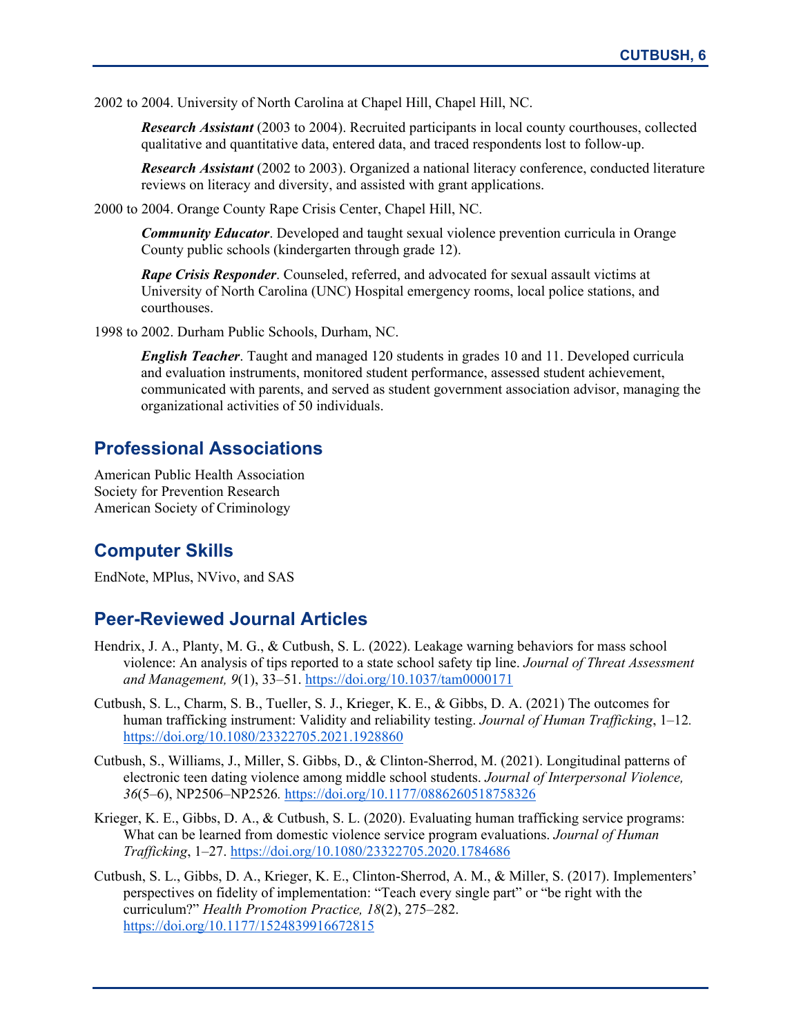2002 to 2004. University of North Carolina at Chapel Hill, Chapel Hill, NC.

***Research Assistant*** (2003 to 2004). Recruited participants in local county courthouses, collected qualitative and quantitative data, entered data, and traced respondents lost to follow-up.

***Research Assistant*** (2002 to 2003). Organized a national literacy conference, conducted literature reviews on literacy and diversity, and assisted with grant applications.

2000 to 2004. Orange County Rape Crisis Center, Chapel Hill, NC.

***Community Educator***. Developed and taught sexual violence prevention curricula in Orange County public schools (kindergarten through grade 12).

***Rape Crisis Responder***. Counseled, referred, and advocated for sexual assault victims at University of North Carolina (UNC) Hospital emergency rooms, local police stations, and courthouses.

1998 to 2002. Durham Public Schools, Durham, NC.

***English Teacher***. Taught and managed 120 students in grades 10 and 11. Developed curricula and evaluation instruments, monitored student performance, assessed student achievement, communicated with parents, and served as student government association advisor, managing the organizational activities of 50 individuals.

## Professional Associations

American Public Health Association
Society for Prevention Research
American Society of Criminology

## Computer Skills

EndNote, MPlus, NVivo, and SAS

## Peer-Reviewed Journal Articles

Hendrix, J. A., Planty, M. G., & Cutbush, S. L. (2022). Leakage warning behaviors for mass school violence: An analysis of tips reported to a state school safety tip line. *Journal of Threat Assessment and Management, 9*(1), 33–51. https://doi.org/10.1037/tam0000171

Cutbush, S. L., Charm, S. B., Tueller, S. J., Krieger, K. E., & Gibbs, D. A. (2021) The outcomes for human trafficking instrument: Validity and reliability testing. *Journal of Human Trafficking*, 1–12. https://doi.org/10.1080/23322705.2021.1928860

Cutbush, S., Williams, J., Miller, S. Gibbs, D., & Clinton-Sherrod, M. (2021). Longitudinal patterns of electronic teen dating violence among middle school students. *Journal of Interpersonal Violence, 36*(5–6), NP2506–NP2526. https://doi.org/10.1177/0886260518758326

Krieger, K. E., Gibbs, D. A., & Cutbush, S. L. (2020). Evaluating human trafficking service programs: What can be learned from domestic violence service program evaluations. *Journal of Human Trafficking*, 1–27. https://doi.org/10.1080/23322705.2020.1784686

Cutbush, S. L., Gibbs, D. A., Krieger, K. E., Clinton-Sherrod, A. M., & Miller, S. (2017). Implementers' perspectives on fidelity of implementation: "Teach every single part" or "be right with the curriculum?" *Health Promotion Practice, 18*(2), 275–282. https://doi.org/10.1177/1524839916672815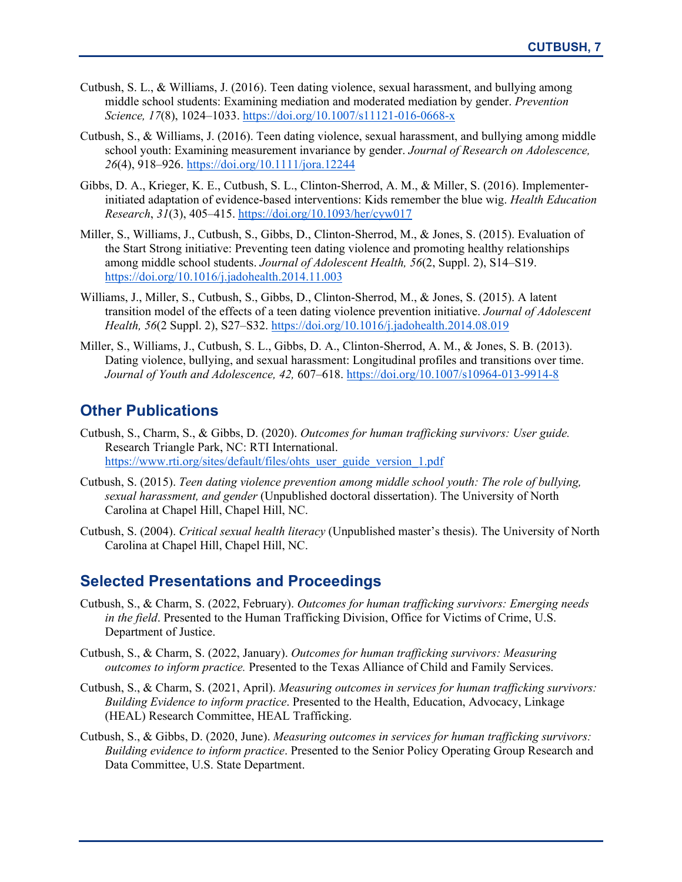Cutbush, S. L., & Williams, J. (2016). Teen dating violence, sexual harassment, and bullying among middle school students: Examining mediation and moderated mediation by gender. *Prevention Science, 17*(8), 1024–1033. https://doi.org/10.1007/s11121-016-0668-x

Cutbush, S., & Williams, J. (2016). Teen dating violence, sexual harassment, and bullying among middle school youth: Examining measurement invariance by gender. *Journal of Research on Adolescence, 26*(4), 918–926. https://doi.org/10.1111/jora.12244

Gibbs, D. A., Krieger, K. E., Cutbush, S. L., Clinton-Sherrod, A. M., & Miller, S. (2016). Implementer-initiated adaptation of evidence-based interventions: Kids remember the blue wig. *Health Education Research*, *31*(3), 405–415. https://doi.org/10.1093/her/cyw017

Miller, S., Williams, J., Cutbush, S., Gibbs, D., Clinton-Sherrod, M., & Jones, S. (2015). Evaluation of the Start Strong initiative: Preventing teen dating violence and promoting healthy relationships among middle school students. *Journal of Adolescent Health, 56*(2, Suppl. 2), S14–S19. https://doi.org/10.1016/j.jadohealth.2014.11.003

Williams, J., Miller, S., Cutbush, S., Gibbs, D., Clinton-Sherrod, M., & Jones, S. (2015). A latent transition model of the effects of a teen dating violence prevention initiative. *Journal of Adolescent Health, 56*(2 Suppl. 2), S27–S32. https://doi.org/10.1016/j.jadohealth.2014.08.019

Miller, S., Williams, J., Cutbush, S. L., Gibbs, D. A., Clinton-Sherrod, A. M., & Jones, S. B. (2013). Dating violence, bullying, and sexual harassment: Longitudinal profiles and transitions over time. *Journal of Youth and Adolescence, 42,* 607–618. https://doi.org/10.1007/s10964-013-9914-8

## Other Publications

Cutbush, S., Charm, S., & Gibbs, D. (2020). *Outcomes for human trafficking survivors: User guide.* Research Triangle Park, NC: RTI International. https://www.rti.org/sites/default/files/ohts_user_guide_version_1.pdf

Cutbush, S. (2015). *Teen dating violence prevention among middle school youth: The role of bullying, sexual harassment, and gender* (Unpublished doctoral dissertation). The University of North Carolina at Chapel Hill, Chapel Hill, NC.

Cutbush, S. (2004). *Critical sexual health literacy* (Unpublished master's thesis). The University of North Carolina at Chapel Hill, Chapel Hill, NC.

## Selected Presentations and Proceedings

Cutbush, S., & Charm, S. (2022, February). *Outcomes for human trafficking survivors: Emerging needs in the field*. Presented to the Human Trafficking Division, Office for Victims of Crime, U.S. Department of Justice.

Cutbush, S., & Charm, S. (2022, January). *Outcomes for human trafficking survivors: Measuring outcomes to inform practice.* Presented to the Texas Alliance of Child and Family Services.

Cutbush, S., & Charm, S. (2021, April). *Measuring outcomes in services for human trafficking survivors: Building Evidence to inform practice*. Presented to the Health, Education, Advocacy, Linkage (HEAL) Research Committee, HEAL Trafficking.

Cutbush, S., & Gibbs, D. (2020, June). *Measuring outcomes in services for human trafficking survivors: Building evidence to inform practice*. Presented to the Senior Policy Operating Group Research and Data Committee, U.S. State Department.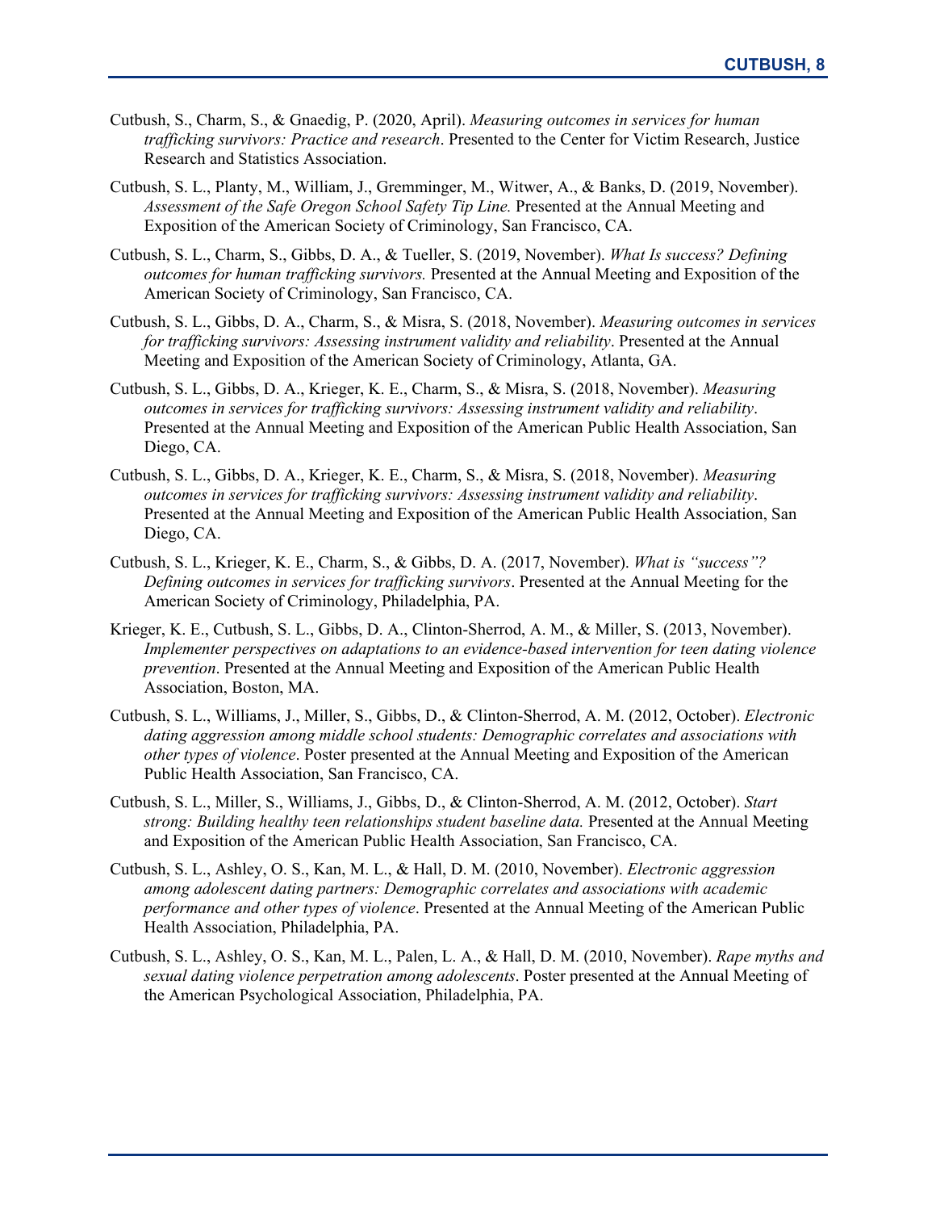Cutbush, S., Charm, S., & Gnaedig, P. (2020, April). *Measuring outcomes in services for human trafficking survivors: Practice and research*. Presented to the Center for Victim Research, Justice Research and Statistics Association.

Cutbush, S. L., Planty, M., William, J., Gremminger, M., Witwer, A., & Banks, D. (2019, November). *Assessment of the Safe Oregon School Safety Tip Line.* Presented at the Annual Meeting and Exposition of the American Society of Criminology, San Francisco, CA.

Cutbush, S. L., Charm, S., Gibbs, D. A., & Tueller, S. (2019, November). *What Is success? Defining outcomes for human trafficking survivors.* Presented at the Annual Meeting and Exposition of the American Society of Criminology, San Francisco, CA.

Cutbush, S. L., Gibbs, D. A., Charm, S., & Misra, S. (2018, November). *Measuring outcomes in services for trafficking survivors: Assessing instrument validity and reliability*. Presented at the Annual Meeting and Exposition of the American Society of Criminology, Atlanta, GA.

Cutbush, S. L., Gibbs, D. A., Krieger, K. E., Charm, S., & Misra, S. (2018, November). *Measuring outcomes in services for trafficking survivors: Assessing instrument validity and reliability*. Presented at the Annual Meeting and Exposition of the American Public Health Association, San Diego, CA.

Cutbush, S. L., Gibbs, D. A., Krieger, K. E., Charm, S., & Misra, S. (2018, November). *Measuring outcomes in services for trafficking survivors: Assessing instrument validity and reliability*. Presented at the Annual Meeting and Exposition of the American Public Health Association, San Diego, CA.

Cutbush, S. L., Krieger, K. E., Charm, S., & Gibbs, D. A. (2017, November). *What is "success"? Defining outcomes in services for trafficking survivors*. Presented at the Annual Meeting for the American Society of Criminology, Philadelphia, PA.

Krieger, K. E., Cutbush, S. L., Gibbs, D. A., Clinton-Sherrod, A. M., & Miller, S. (2013, November). *Implementer perspectives on adaptations to an evidence-based intervention for teen dating violence prevention*. Presented at the Annual Meeting and Exposition of the American Public Health Association, Boston, MA.

Cutbush, S. L., Williams, J., Miller, S., Gibbs, D., & Clinton-Sherrod, A. M. (2012, October). *Electronic dating aggression among middle school students: Demographic correlates and associations with other types of violence*. Poster presented at the Annual Meeting and Exposition of the American Public Health Association, San Francisco, CA.

Cutbush, S. L., Miller, S., Williams, J., Gibbs, D., & Clinton-Sherrod, A. M. (2012, October). *Start strong: Building healthy teen relationships student baseline data.* Presented at the Annual Meeting and Exposition of the American Public Health Association, San Francisco, CA.

Cutbush, S. L., Ashley, O. S., Kan, M. L., & Hall, D. M. (2010, November). *Electronic aggression among adolescent dating partners: Demographic correlates and associations with academic performance and other types of violence*. Presented at the Annual Meeting of the American Public Health Association, Philadelphia, PA.

Cutbush, S. L., Ashley, O. S., Kan, M. L., Palen, L. A., & Hall, D. M. (2010, November). *Rape myths and sexual dating violence perpetration among adolescents*. Poster presented at the Annual Meeting of the American Psychological Association, Philadelphia, PA.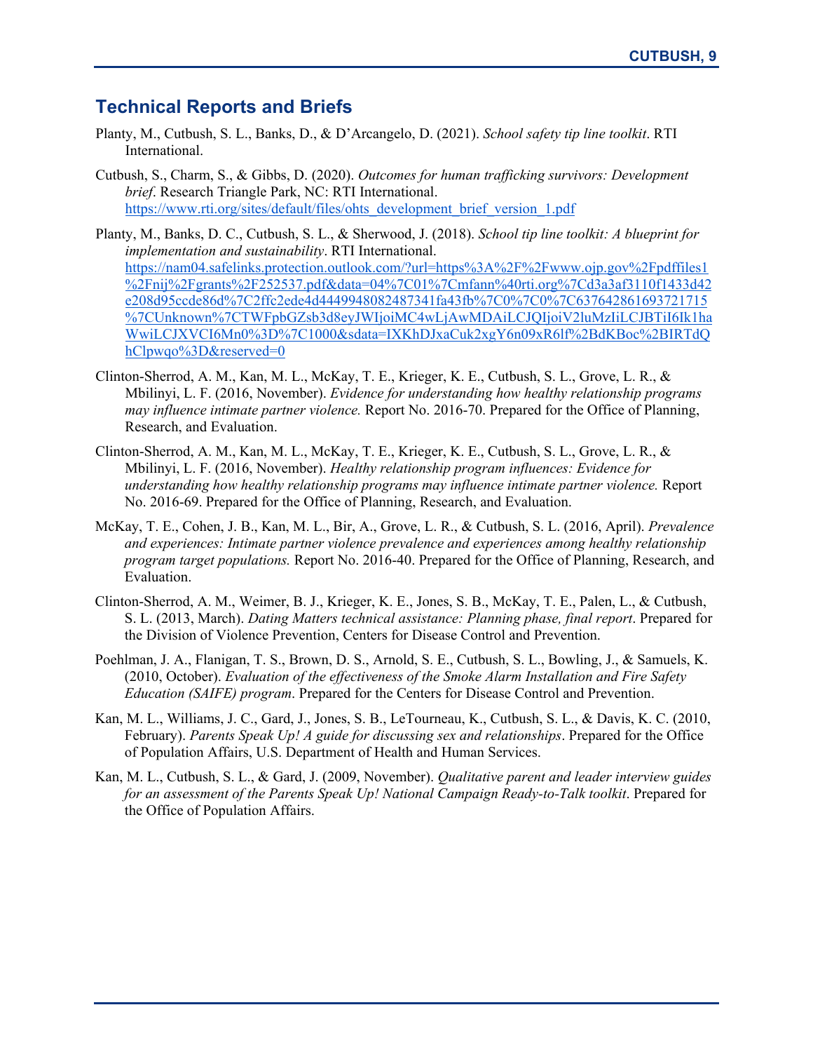## Technical Reports and Briefs

Planty, M., Cutbush, S. L., Banks, D., & D'Arcangelo, D. (2021). *School safety tip line toolkit*. RTI International.

Cutbush, S., Charm, S., & Gibbs, D. (2020). *Outcomes for human trafficking survivors: Development brief*. Research Triangle Park, NC: RTI International. https://www.rti.org/sites/default/files/ohts_development_brief_version_1.pdf

Planty, M., Banks, D. C., Cutbush, S. L., & Sherwood, J. (2018). *School tip line toolkit: A blueprint for implementation and sustainability*. RTI International. https://nam04.safelinks.protection.outlook.com/?url=https%3A%2F%2Fwww.ojp.gov%2Fpdffiles1%2Fnij%2Fgrants%2F252537.pdf&data=04%7C01%7Cmfann%40rti.org%7Cd3a3af3110f1433d42e208d95ccde86d%7C2ffc2ede4d4449948082487341fa43fb%7C0%7C0%7C637642861693721715%7CUnknown%7CTWFpbGZsb3d8eyJWIjoiMC4wLjAwMDAiLCJQIjoiV2luMzIiLCJBTiI6Ik1haWwiLCJXVCI6Mn0%3D%7C1000&sdata=IXKhDJxaCuk2xgY6n09xR6lf%2BdKBoc%2BIRTdQhClpwqo%3D&reserved=0

Clinton-Sherrod, A. M., Kan, M. L., McKay, T. E., Krieger, K. E., Cutbush, S. L., Grove, L. R., & Mbilinyi, L. F. (2016, November). *Evidence for understanding how healthy relationship programs may influence intimate partner violence.* Report No. 2016-70. Prepared for the Office of Planning, Research, and Evaluation.

Clinton-Sherrod, A. M., Kan, M. L., McKay, T. E., Krieger, K. E., Cutbush, S. L., Grove, L. R., & Mbilinyi, L. F. (2016, November). *Healthy relationship program influences: Evidence for understanding how healthy relationship programs may influence intimate partner violence.* Report No. 2016-69. Prepared for the Office of Planning, Research, and Evaluation.

McKay, T. E., Cohen, J. B., Kan, M. L., Bir, A., Grove, L. R., & Cutbush, S. L. (2016, April). *Prevalence and experiences: Intimate partner violence prevalence and experiences among healthy relationship program target populations.* Report No. 2016-40. Prepared for the Office of Planning, Research, and Evaluation.

Clinton-Sherrod, A. M., Weimer, B. J., Krieger, K. E., Jones, S. B., McKay, T. E., Palen, L., & Cutbush, S. L. (2013, March). *Dating Matters technical assistance: Planning phase, final report*. Prepared for the Division of Violence Prevention, Centers for Disease Control and Prevention.

Poehlman, J. A., Flanigan, T. S., Brown, D. S., Arnold, S. E., Cutbush, S. L., Bowling, J., & Samuels, K. (2010, October). *Evaluation of the effectiveness of the Smoke Alarm Installation and Fire Safety Education (SAIFE) program*. Prepared for the Centers for Disease Control and Prevention.

Kan, M. L., Williams, J. C., Gard, J., Jones, S. B., LeTourneau, K., Cutbush, S. L., & Davis, K. C. (2010, February). *Parents Speak Up! A guide for discussing sex and relationships*. Prepared for the Office of Population Affairs, U.S. Department of Health and Human Services.

Kan, M. L., Cutbush, S. L., & Gard, J. (2009, November). *Qualitative parent and leader interview guides for an assessment of the Parents Speak Up! National Campaign Ready-to-Talk toolkit*. Prepared for the Office of Population Affairs.